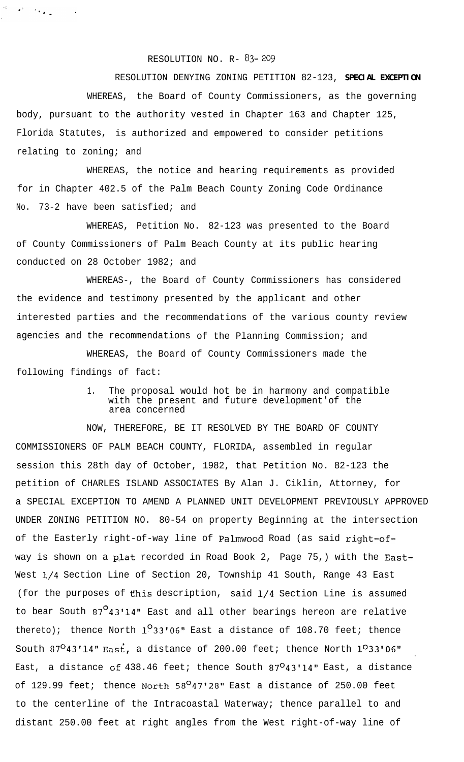RESOLUTION NO. R- 83- 209

RESOLUTION DENYING ZONING PETITION 82-123, **SPECIAL EXCEPTION**

WHEREAS, the Board of County Commissioners, as the governing body, pursuant to the authority vested in Chapter 163 and Chapter 125, Florida Statutes, is authorized and empowered to consider petitions relating to zoning; and

WHEREAS, the notice and hearing requirements as provided for in Chapter 402.5 of the Palm Beach County Zoning Code Ordinance No. 73-2 have been satisfied; and

WHEREAS, Petition No. 82-123 was presented to the Board of County Commissioners of Palm Beach County at its public hearing conducted on 28 October 1982; and

WHEREAS-, the Board of County Commissioners has considered the evidence and testimony presented by the applicant and other interested parties and the recommendations of the various county review agencies and the recommendations of the Planning Commission; and

WHEREAS, the Board of County Commissioners made the following findings of fact:

1. The proposal would hot be in harmony and compatible with the present and future development'of the area concerned

NOW, THEREFORE, BE IT RESOLVED BY THE BOARD OF COUNTY COMMISSIONERS OF PALM BEACH COUNTY, FLORIDA, assembled in regular session this 28th day of October, 1982, that Petition No. 82-123 the petition of CHARLES ISLAND ASSOCIATES By Alan J. Ciklin, Attorney, for a SPECIAL EXCEPTION TO AMEND A PLANNED UNIT DEVELOPMENT PREVIOUSLY APPROVED UNDER ZONING PETITION NO. 80-54 on property Beginning at the intersection of the Easterly right-of-way line of Palmwood Road (as said right-of-way is shown on a plat recorded in Road Book 2, Page 75,) with the East-West 1/4 Section Line of Section 20, Township 41 South, Range 43 East (for the purposes of this description, said 1/4 Section Line is assumed to bear South 87°43'14" East and all other bearings hereon are relative thereto); thence North 1°33'06" East a distance of 108.70 feet; thence South 87°43'14" East, a distance of 200.00 feet; thence North 1°33'06" East, a distance of 438.46 feet; thence South 87°43'14" East, a distance of 129.99 feet; thence North 58°47'28" East a distance of 250.00 feet to the centerline of the Intracoastal Waterway; thence parallel to and distant 250.00 feet at right angles from the West right-of-way line of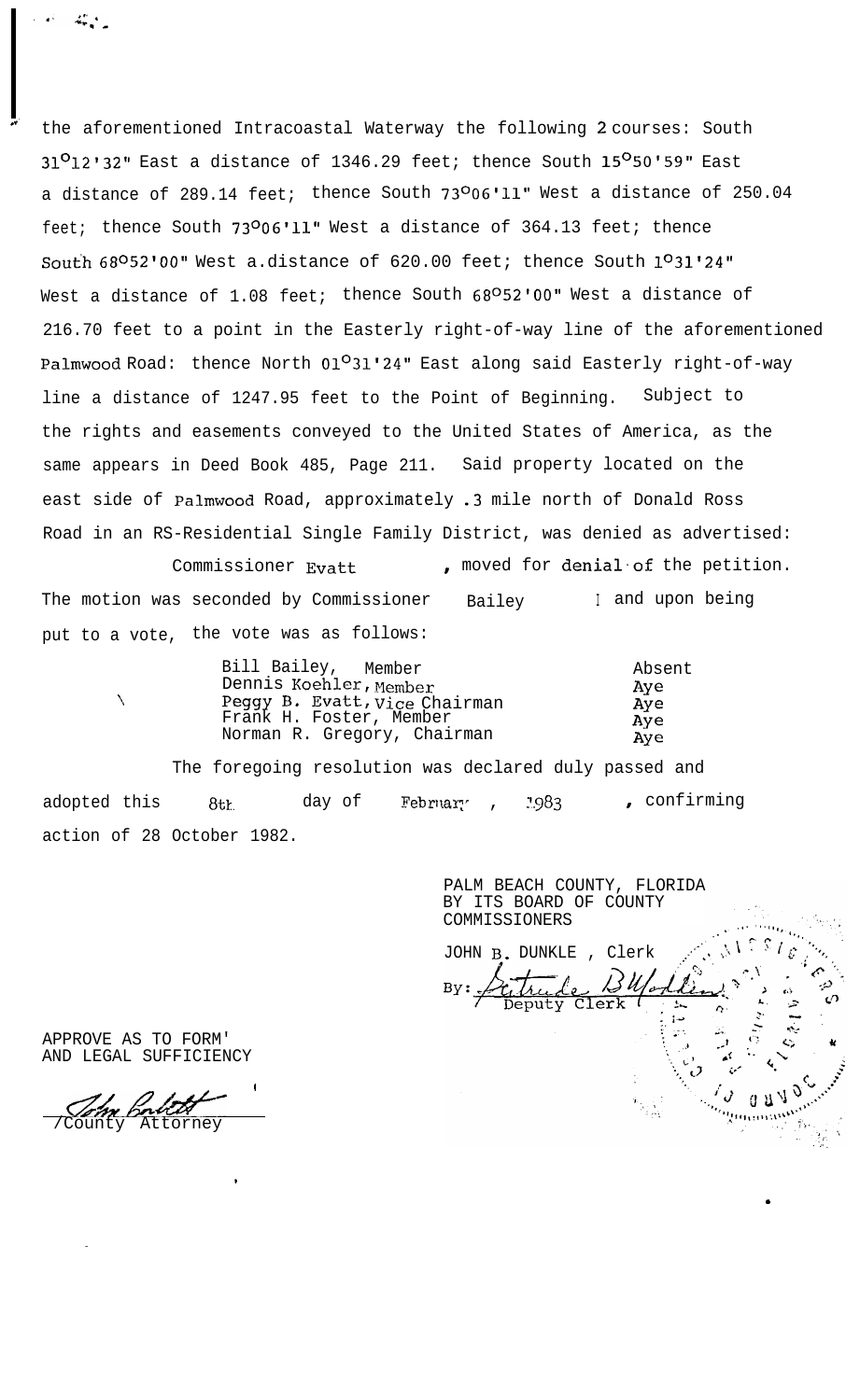the aforementioned Intracoastal Waterway the following 2 courses: South 31°12'32" East a distance of 1346.29 feet; thence South 15°50'59" East a distance of 289.14 feet; thence South 73°06'11" West a distance of 250.04 feet; thence South 73°06'11" West a distance of 364.13 feet; thence South 68°52'00" West a distance of 620.00 feet; thence South 1°31'24" West a distance of 1.08 feet; thence South 68°52'00" West a distance of 216.70 feet to a point in the Easterly right-of-way line of the aforementioned Palmwood Road: thence North 01°31'24" East along said Easterly right-of-way line a distance of 1247.95 feet to the Point of Beginning. Subject to the rights and easements conveyed to the United States of America, as the same appears in Deed Book 485, Page 211. Said property located on the east side of Palmwood Road, approximately .3 mile north of Donald Ross Road in an RS-Residential Single Family District, was denied as advertised:

Commissioner Evatt, moved for denial of the petition. The motion was seconded by Commissioner Bailey and upon being put to a vote, the vote was as follows:

| | |
|---|---|
| Bill Bailey, Member | Absent |
| Dennis Koehler, Member | Aye |
| Peggy B. Evatt, Vice Chairman | Aye |
| Frank H. Foster, Member | Aye |
| Norman R. Gregory, Chairman | Aye |

The foregoing resolution was declared duly passed and adopted this 8th day of February, 1983, confirming action of 28 October 1982.

PALM BEACH COUNTY, FLORIDA
BY ITS BOARD OF COUNTY
COMMISSIONERS

JOHN B. DUNKLE, Clerk

By: Gertrude B. Walden
Deputy Clerk

APPROVE AS TO FORM
AND LEGAL SUFFICIENCY

John Corbett
County Attorney